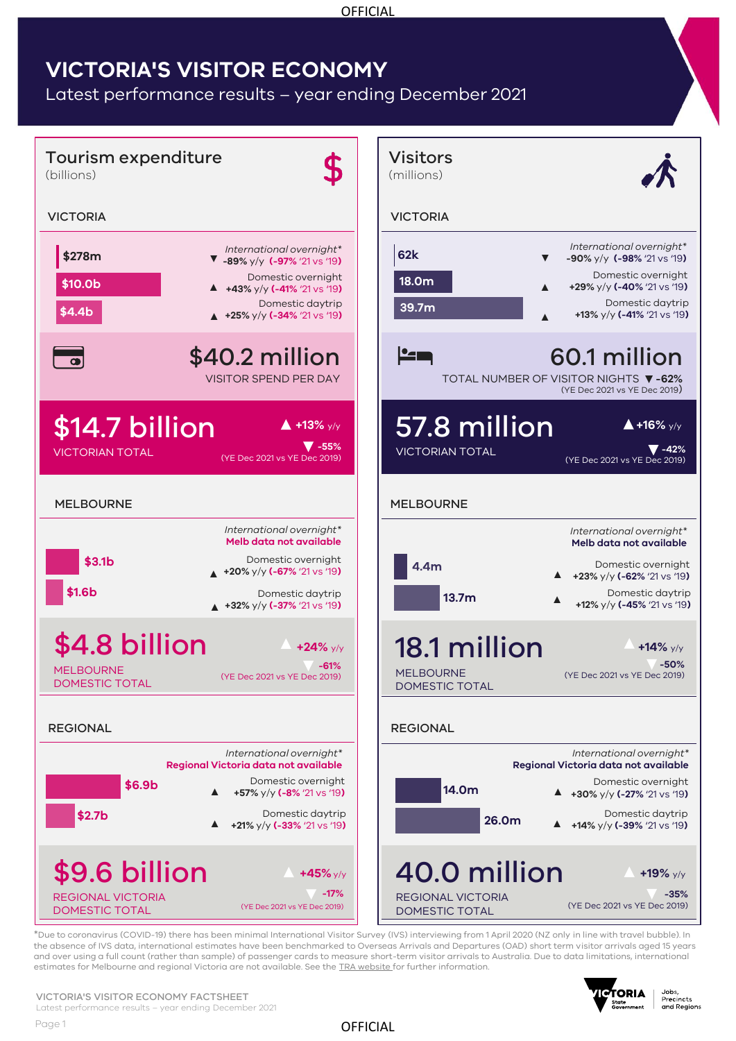# VICTORIA'S VISITOR ECONOMY

Latest performance results – year ending December 2021

## Tourism expenditure

(billions)

### VICTORIA

- $278m — *International overnight** ▼ -89% y/y (-97% '21 vs '19)
- $10.0b — Domestic overnight ▲ +43% y/y (-41% '21 vs '19)
- $4.4b — Domestic daytrip ▲ +25% y/y (-34% '21 vs '19)

**$40.2 million**
VISITOR SPEND PER DAY

**$14.7 billion**
VICTORIAN TOTAL
▲ +13% y/y
▼ -55% (YE Dec 2021 vs YE Dec 2019)

### MELBOURNE

*International overnight**
Melb data not available

- $3.1b — Domestic overnight ▲ +20% y/y (-67% '21 vs '19)
- $1.6b — Domestic daytrip ▲ +32% y/y (-37% '21 vs '19)

**$4.8 billion**
MELBOURNE DOMESTIC TOTAL
▲ +24% y/y
▼ -61% (YE Dec 2021 vs YE Dec 2019)

### REGIONAL

*International overnight**
Regional Victoria data not available

- $6.9b — Domestic overnight ▲ +57% y/y (-8% '21 vs '19)
- $2.7b — Domestic daytrip ▲ +21% y/y (-33% '21 vs '19)

**$9.6 billion**
REGIONAL VICTORIA DOMESTIC TOTAL
▲ +45% y/y
▼ -17% (YE Dec 2021 vs YE Dec 2019)

## Visitors

(millions)

### VICTORIA

- 62k — *International overnight** ▼ -90% y/y (-98% '21 vs '19)
- 18.0m — Domestic overnight ▲ +29% y/y (-40% '21 vs '19)
- 39.7m — Domestic daytrip ▲ +13% y/y (-41% '21 vs '19)

**60.1 million**
TOTAL NUMBER OF VISITOR NIGHTS ▼ -62% (YE Dec 2021 vs YE Dec 2019)

**57.8 million**
VICTORIAN TOTAL
▲ +16% y/y
▼ -42% (YE Dec 2021 vs YE Dec 2019)

### MELBOURNE

*International overnight**
Melb data not available

- 4.4m — Domestic overnight ▲ +23% y/y (-62% '21 vs '19)
- 13.7m — Domestic daytrip ▲ +12% y/y (-45% '21 vs '19)

**18.1 million**
MELBOURNE DOMESTIC TOTAL
▲ +14% y/y
▼ -50% (YE Dec 2021 vs YE Dec 2019)

### REGIONAL

*International overnight**
Regional Victoria data not available

- 14.0m — Domestic overnight ▲ +30% y/y (-27% '21 vs '19)
- 26.0m — Domestic daytrip ▲ +14% y/y (-39% '21 vs '19)

**40.0 million**
REGIONAL VICTORIA DOMESTIC TOTAL
▲ +19% y/y
▼ -35% (YE Dec 2021 vs YE Dec 2019)

*Due to coronavirus (COVID-19) there has been minimal International Visitor Survey (IVS) interviewing from 1 April 2020 (NZ only in line with travel bubble). In the absence of IVS data, international estimates have been benchmarked to Overseas Arrivals and Departures (OAD) short term visitor arrivals aged 15 years and over using a full count (rather than sample) of passenger cards to measure short-term visitor arrivals to Australia. Due to data limitations, international estimates for Melbourne and regional Victoria are not available. See the TRA website for further information.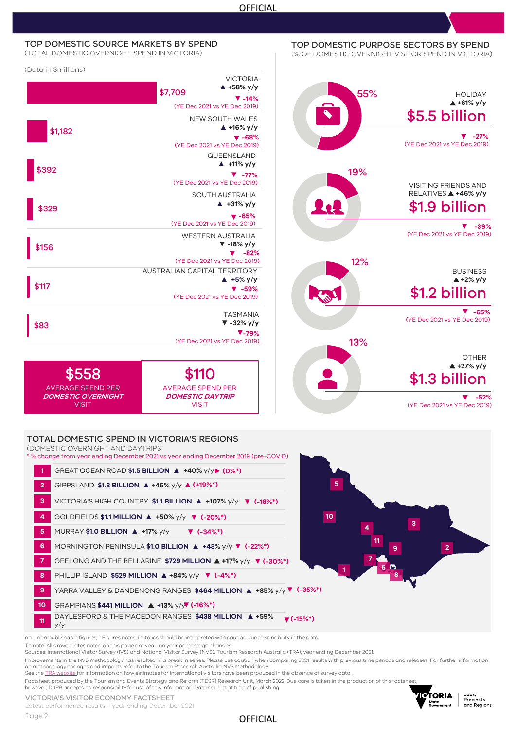OFFICIAL

## TOP DOMESTIC SOURCE MARKETS BY SPEND

(TOTAL DOMESTIC OVERNIGHT SPEND IN VICTORIA)

(Data in $millions)

VICTORIA
$7,709
▲ +58% y/y
▼ -14%
(YE Dec 2021 vs YE Dec 2019)

NEW SOUTH WALES
$1,182
▲ +16% y/y
▼ -68%
(YE Dec 2021 vs YE Dec 2019)

QUEENSLAND
$392
▲ +11% y/y
▼ -77%
(YE Dec 2021 vs YE Dec 2019)

SOUTH AUSTRALIA
$329
▲ +31% y/y
▼ -65%
(YE Dec 2021 vs YE Dec 2019)

WESTERN AUSTRALIA
$156
▼ -18% y/y
▼ -82%
(YE Dec 2021 vs YE Dec 2019)

AUSTRALIAN CAPITAL TERRITORY
$117
▲ +5% y/y
▼ -59%
(YE Dec 2021 vs YE Dec 2019)

TASMANIA
$83
▼ -32% y/y
▼ -79%
(YE Dec 2021 vs YE Dec 2019)

**$558** AVERAGE SPEND PER ***DOMESTIC OVERNIGHT*** VISIT

**$110** AVERAGE SPEND PER ***DOMESTIC DAYTRIP*** VISIT

## TOP DOMESTIC PURPOSE SECTORS BY SPEND

(% OF DOMESTIC OVERNIGHT VISITOR SPEND IN VICTORIA)

55%
HOLIDAY
▲ +61% y/y
**$5.5 billion**
▼ -27%
(YE Dec 2021 vs YE Dec 2019)

19%
VISITING FRIENDS AND RELATIVES ▲ +46% y/y
**$1.9 billion**
▼ -39%
(YE Dec 2021 vs YE Dec 2019)

12%
BUSINESS
▲ +2% y/y
**$1.2 billion**
▼ -65%
(YE Dec 2021 vs YE Dec 2019)

13%
OTHER
▲ +27% y/y
**$1.3 billion**
▼ -52%
(YE Dec 2021 vs YE Dec 2019)

## TOTAL DOMESTIC SPEND IN VICTORIA'S REGIONS

(DOMESTIC OVERNIGHT AND DAYTRIPS)

\* % change from year ending December 2021 vs year ending December 2019 (pre-COVID)

1. GREAT OCEAN ROAD **$1.5 BILLION** ▲ **+40%** y/y ► **(0%\*)**
2. GIPPSLAND **$1.3 BILLION** ▲ +46% y/y ▲ **(+19%\*)**
3. VICTORIA'S HIGH COUNTRY **$1.1 BILLION** ▲ **+107%** y/y ▼ **(-18%\*)**
4. GOLDFIELDS **$1.1 MILLION** ▲ **+50%** y/y ▼ **(-20%\*)**
5. MURRAY **$1.0 BILLION** ▲ **+17%** y/y ▼ **(-34%\*)**
6. MORNINGTON PENINSULA **$1.0 BILLION** ▲ **+43%** y/y ▼ **(-22%\*)**
7. GEELONG AND THE BELLARINE **$729 MILLION** ▲ **+17%** y/y ▼ **(-30%\*)**
8. PHILLIP ISLAND **$529 MILLION** ▲ **+84%** y/y ▼ **(-4%\*)**
9. YARRA VALLEY & DANDENONG RANGES **$464 MILLION** ▲ **+85%** y/y ▼ **(-35%\*)**
10. GRAMPIANS **$441 MILLION** ▲ **+13%** y/y ▼ **(-16%\*)**
11. DAYLESFORD & THE MACEDON RANGES **$438 MILLION** ▲ **+59%** y/y ▼ **(-15%\*)**

np = non publishable figures; ^ Figures noted in italics should be interpreted with caution due to variability in the data

To note: All growth rates noted on this page are year-on year percentage changes.
Sources: International Visitor Survey (IVS) and National Visitor Survey (NVS), Tourism Research Australia (TRA), year ending December 2021.

Improvements in the NVS methodology has resulted in a break in series. Please use caution when comparing 2021 results with previous time periods and releases. For further information on methodology changes and impacts refer to the Tourism Research Australia NVS Methodology.
See the TRA website for information on how estimates for international visitors have been produced in the absence of survey data.

Factsheet produced by the Tourism and Events Strategy and Reform (TESR) Research Unit, March 2022. Due care is taken in the production of this factsheet, however, DJPR accepts no responsibility for use of this information. Data correct at time of publishing.

VICTORIA'S VISITOR ECONOMY FACTSHEET
Latest performance results – year ending December 2021

OFFICIAL